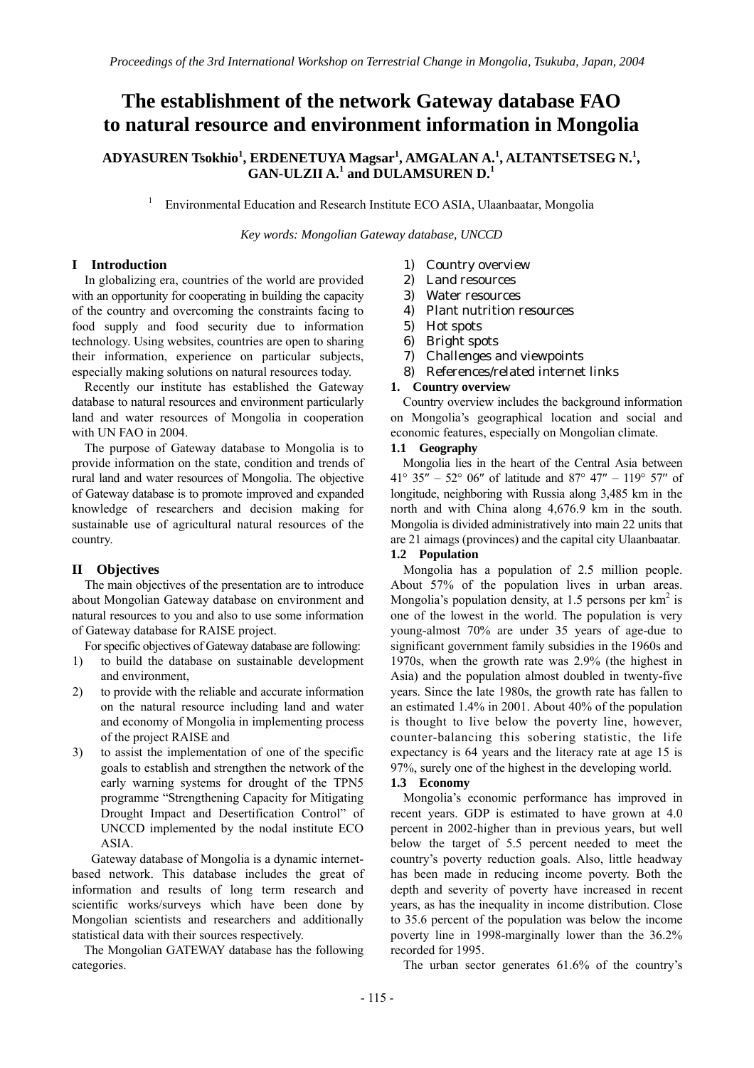# The establishment of the network Gateway database FAO to natural resource and environment information in Mongolia

**ADYASUREN Tsokhio[1], ERDENETUYA Magsar[1], AMGALAN A.[1], ALTANTSETSEG N.[1], GAN-ULZII A.[1] and DULAMSUREN D.[1]**

[1] Environmental Education and Research Institute ECO ASIA, Ulaanbaatar, Mongolia

*Key words: Mongolian Gateway database, UNCCD*

## I Introduction

In globalizing era, countries of the world are provided with an opportunity for cooperating in building the capacity of the country and overcoming the constraints facing to food supply and food security due to information technology. Using websites, countries are open to sharing their information, experience on particular subjects, especially making solutions on natural resources today.

Recently our institute has established the Gateway database to natural resources and environment particularly land and water resources of Mongolia in cooperation with UN FAO in 2004.

The purpose of Gateway database to Mongolia is to provide information on the state, condition and trends of rural land and water resources of Mongolia. The objective of Gateway database is to promote improved and expanded knowledge of researchers and decision making for sustainable use of agricultural natural resources of the country.

## II Objectives

The main objectives of the presentation are to introduce about Mongolian Gateway database on environment and natural resources to you and also to use some information of Gateway database for RAISE project.

For specific objectives of Gateway database are following:

1) to build the database on sustainable development and environment,
2) to provide with the reliable and accurate information on the natural resource including land and water and economy of Mongolia in implementing process of the project RAISE and
3) to assist the implementation of one of the specific goals to establish and strengthen the network of the early warning systems for drought of the TPN5 programme "Strengthening Capacity for Mitigating Drought Impact and Desertification Control" of UNCCD implemented by the nodal institute ECO ASIA.

Gateway database of Mongolia is a dynamic internet-based network. This database includes the great of information and results of long term research and scientific works/surveys which have been done by Mongolian scientists and researchers and additionally statistical data with their sources respectively.

The Mongolian GATEWAY database has the following categories.

1) Country overview
2) Land resources
3) Water resources
4) Plant nutrition resources
5) Hot spots
6) Bright spots
7) Challenges and viewpoints
8) References/related internet links

### 1. Country overview

Country overview includes the background information on Mongolia's geographical location and social and economic features, especially on Mongolian climate.

#### 1.1 Geography

Mongolia lies in the heart of the Central Asia between 41° 35″ – 52° 06″ of latitude and 87° 47″ – 119° 57″ of longitude, neighboring with Russia along 3,485 km in the north and with China along 4,676.9 km in the south. Mongolia is divided administratively into main 22 units that are 21 aimags (provinces) and the capital city Ulaanbaatar.

#### 1.2 Population

Mongolia has a population of 2.5 million people. About 57% of the population lives in urban areas. Mongolia's population density, at 1.5 persons per km$^2$ is one of the lowest in the world. The population is very young-almost 70% are under 35 years of age-due to significant government family subsidies in the 1960s and 1970s, when the growth rate was 2.9% (the highest in Asia) and the population almost doubled in twenty-five years. Since the late 1980s, the growth rate has fallen to an estimated 1.4% in 2001. About 40% of the population is thought to live below the poverty line, however, counter-balancing this sobering statistic, the life expectancy is 64 years and the literacy rate at age 15 is 97%, surely one of the highest in the developing world.

#### 1.3 Economy

Mongolia's economic performance has improved in recent years. GDP is estimated to have grown at 4.0 percent in 2002-higher than in previous years, but well below the target of 5.5 percent needed to meet the country's poverty reduction goals. Also, little headway has been made in reducing income poverty. Both the depth and severity of poverty have increased in recent years, as has the inequality in income distribution. Close to 35.6 percent of the population was below the income poverty line in 1998-marginally lower than the 36.2% recorded for 1995.

The urban sector generates 61.6% of the country's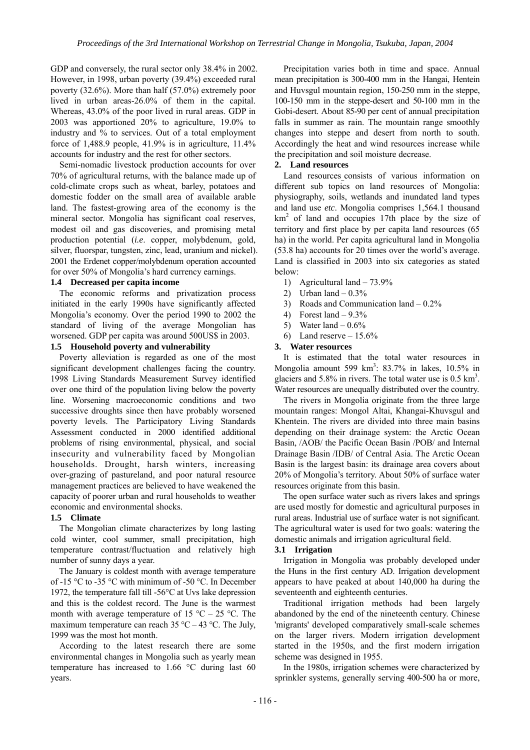GDP and conversely, the rural sector only 38.4% in 2002. However, in 1998, urban poverty (39.4%) exceeded rural poverty (32.6%). More than half (57.0%) extremely poor lived in urban areas-26.0% of them in the capital. Whereas, 43.0% of the poor lived in rural areas. GDP in 2003 was apportioned 20% to agriculture, 19.0% to industry and % to services. Out of a total employment force of 1,488.9 people, 41.9% is in agriculture, 11.4% accounts for industry and the rest for other sectors.

Semi-nomadic livestock production accounts for over 70% of agricultural returns, with the balance made up of cold-climate crops such as wheat, barley, potatoes and domestic fodder on the small area of available arable land. The fastest-growing area of the economy is the mineral sector. Mongolia has significant coal reserves, modest oil and gas discoveries, and promising metal production potential (*i.e*. copper, molybdenum, gold, silver, fluorspar, tungsten, zinc, lead, uranium and nickel). 2001 the Erdenet copper/molybdenum operation accounted for over 50% of Mongolia's hard currency earnings.

### 1.4 Decreased per capita income

The economic reforms and privatization process initiated in the early 1990s have significantly affected Mongolia's economy. Over the period 1990 to 2002 the standard of living of the average Mongolian has worsened. GDP per capita was around 500US$ in 2003.

### 1.5 Household poverty and vulnerability

Poverty alleviation is regarded as one of the most significant development challenges facing the country. 1998 Living Standards Measurement Survey identified over one third of the population living below the poverty line. Worsening macroeconomic conditions and two successive droughts since then have probably worsened poverty levels. The Participatory Living Standards Assessment conducted in 2000 identified additional problems of rising environmental, physical, and social insecurity and vulnerability faced by Mongolian households. Drought, harsh winters, increasing over-grazing of pastureland, and poor natural resource management practices are believed to have weakened the capacity of poorer urban and rural households to weather economic and environmental shocks.

### 1.5 Climate

The Mongolian climate characterizes by long lasting cold winter, cool summer, small precipitation, high temperature contrast/fluctuation and relatively high number of sunny days a year.

The January is coldest month with average temperature of -15 °C to -35 °C with minimum of -50 °C. In December 1972, the temperature fall till -56°C at Uvs lake depression and this is the coldest record. The June is the warmest month with average temperature of 15 °C – 25 °C. The maximum temperature can reach 35 °C – 43 °C. The July, 1999 was the most hot month.

According to the latest research there are some environmental changes in Mongolia such as yearly mean temperature has increased to 1.66 °C during last 60 years.

Precipitation varies both in time and space. Annual mean precipitation is 300-400 mm in the Hangai, Hentein and Huvsgul mountain region, 150-250 mm in the steppe, 100-150 mm in the steppe-desert and 50-100 mm in the Gobi-desert. About 85-90 per cent of annual precipitation falls in summer as rain. The mountain range smoothly changes into steppe and desert from north to south. Accordingly the heat and wind resources increase while the precipitation and soil moisture decrease.

## 2. Land resources

Land resources consists of various information on different sub topics on land resources of Mongolia: physiography, soils, wetlands and inundated land types and land use *etc*. Mongolia comprises 1,564.1 thousand km$^2$ of land and occupies 17th place by the size of territory and first place by per capita land resources (65 ha) in the world. Per capita agricultural land in Mongolia (53.8 ha) accounts for 20 times over the world's average. Land is classified in 2003 into six categories as stated below:

1) Agricultural land – 73.9%
2) Urban land – 0.3%
3) Roads and Communication land – 0.2%
4) Forest land – 9.3%
5) Water land – 0.6%
6) Land reserve – 15.6%

## 3. Water resources

It is estimated that the total water resources in Mongolia amount 599 km$^3$: 83.7% in lakes, 10.5% in glaciers and 5.8% in rivers. The total water use is 0.5 km$^3$. Water resources are unequally distributed over the country.

The rivers in Mongolia originate from the three large mountain ranges: Mongol Altai, Khangai-Khuvsgul and Khentein. The rivers are divided into three main basins depending on their drainage system: the Arctic Ocean Basin, /AOB/ the Pacific Ocean Basin /POB/ and Internal Drainage Basin /IDB/ of Central Asia. The Arctic Ocean Basin is the largest basin: its drainage area covers about 20% of Mongolia's territory. About 50% of surface water resources originate from this basin.

The open surface water such as rivers lakes and springs are used mostly for domestic and agricultural purposes in rural areas. Industrial use of surface water is not significant. The agricultural water is used for two goals: watering the domestic animals and irrigation agricultural field.

### 3.1 Irrigation

Irrigation in Mongolia was probably developed under the Huns in the first century AD. Irrigation development appears to have peaked at about 140,000 ha during the seventeenth and eighteenth centuries.

Traditional irrigation methods had been largely abandoned by the end of the nineteenth century. Chinese 'migrants' developed comparatively small-scale schemes on the larger rivers. Modern irrigation development started in the 1950s, and the first modern irrigation scheme was designed in 1955.

In the 1980s, irrigation schemes were characterized by sprinkler systems, generally serving 400-500 ha or more,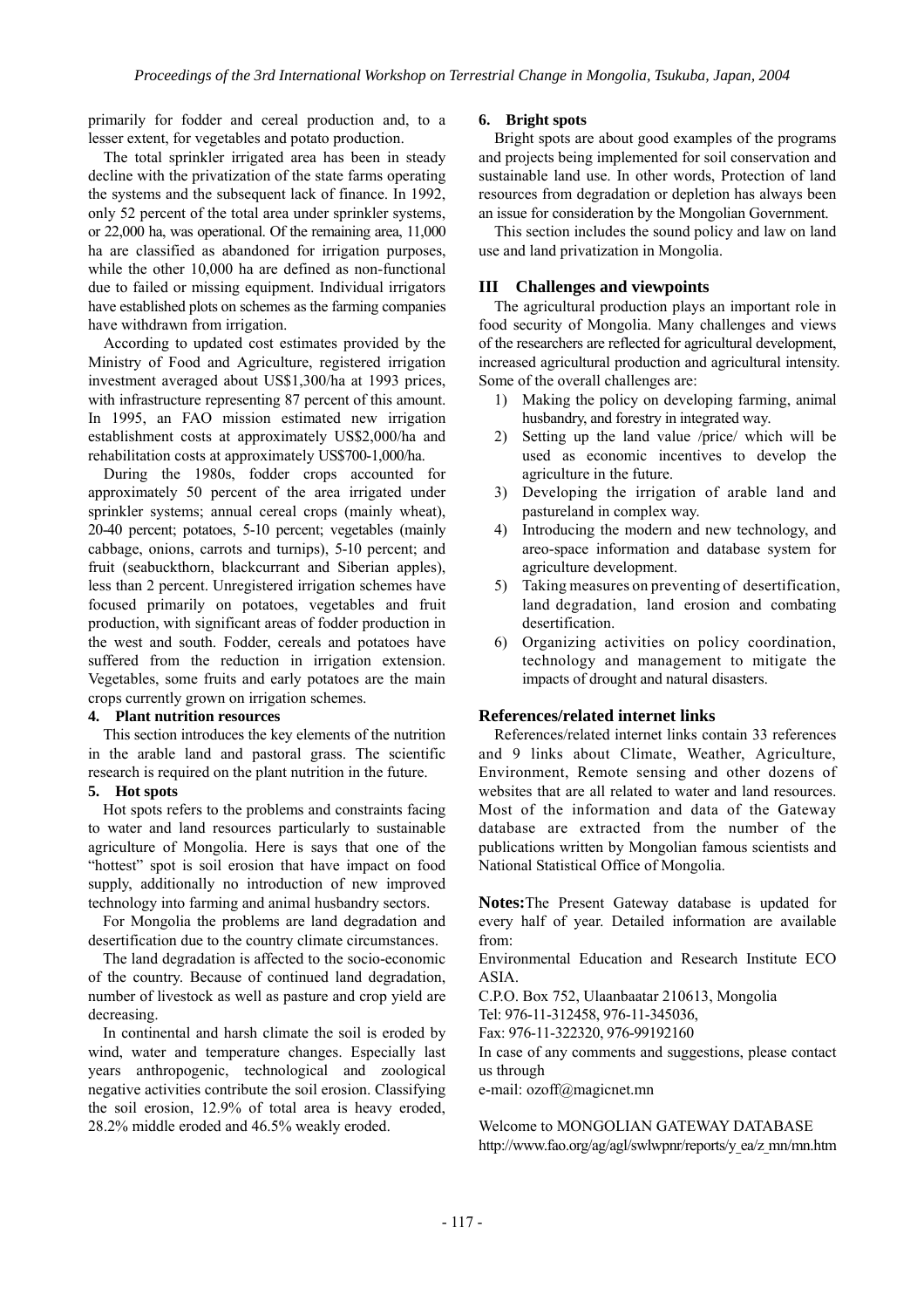primarily for fodder and cereal production and, to a lesser extent, for vegetables and potato production.

The total sprinkler irrigated area has been in steady decline with the privatization of the state farms operating the systems and the subsequent lack of finance. In 1992, only 52 percent of the total area under sprinkler systems, or 22,000 ha, was operational. Of the remaining area, 11,000 ha are classified as abandoned for irrigation purposes, while the other 10,000 ha are defined as non-functional due to failed or missing equipment. Individual irrigators have established plots on schemes as the farming companies have withdrawn from irrigation.

According to updated cost estimates provided by the Ministry of Food and Agriculture, registered irrigation investment averaged about US$1,300/ha at 1993 prices, with infrastructure representing 87 percent of this amount. In 1995, an FAO mission estimated new irrigation establishment costs at approximately US$2,000/ha and rehabilitation costs at approximately US$700-1,000/ha.

During the 1980s, fodder crops accounted for approximately 50 percent of the area irrigated under sprinkler systems; annual cereal crops (mainly wheat), 20-40 percent; potatoes, 5-10 percent; vegetables (mainly cabbage, onions, carrots and turnips), 5-10 percent; and fruit (seabuckthorn, blackcurrant and Siberian apples), less than 2 percent. Unregistered irrigation schemes have focused primarily on potatoes, vegetables and fruit production, with significant areas of fodder production in the west and south. Fodder, cereals and potatoes have suffered from the reduction in irrigation extension. Vegetables, some fruits and early potatoes are the main crops currently grown on irrigation schemes.

### 4. Plant nutrition resources

This section introduces the key elements of the nutrition in the arable land and pastoral grass. The scientific research is required on the plant nutrition in the future.

### 5. Hot spots

Hot spots refers to the problems and constraints facing to water and land resources particularly to sustainable agriculture of Mongolia. Here is says that one of the "hottest" spot is soil erosion that have impact on food supply, additionally no introduction of new improved technology into farming and animal husbandry sectors.

For Mongolia the problems are land degradation and desertification due to the country climate circumstances.

The land degradation is affected to the socio-economic of the country. Because of continued land degradation, number of livestock as well as pasture and crop yield are decreasing.

In continental and harsh climate the soil is eroded by wind, water and temperature changes. Especially last years anthropogenic, technological and zoological negative activities contribute the soil erosion. Classifying the soil erosion, 12.9% of total area is heavy eroded, 28.2% middle eroded and 46.5% weakly eroded.

### 6. Bright spots

Bright spots are about good examples of the programs and projects being implemented for soil conservation and sustainable land use. In other words, Protection of land resources from degradation or depletion has always been an issue for consideration by the Mongolian Government.

This section includes the sound policy and law on land use and land privatization in Mongolia.

## III Challenges and viewpoints

The agricultural production plays an important role in food security of Mongolia. Many challenges and views of the researchers are reflected for agricultural development, increased agricultural production and agricultural intensity. Some of the overall challenges are:

1) Making the policy on developing farming, animal husbandry, and forestry in integrated way.
2) Setting up the land value /price/ which will be used as economic incentives to develop the agriculture in the future.
3) Developing the irrigation of arable land and pastureland in complex way.
4) Introducing the modern and new technology, and areo-space information and database system for agriculture development.
5) Taking measures on preventing of desertification, land degradation, land erosion and combating desertification.
6) Organizing activities on policy coordination, technology and management to mitigate the impacts of drought and natural disasters.

## References/related internet links

References/related internet links contain 33 references and 9 links about Climate, Weather, Agriculture, Environment, Remote sensing and other dozens of websites that are all related to water and land resources. Most of the information and data of the Gateway database are extracted from the number of the publications written by Mongolian famous scientists and National Statistical Office of Mongolia.

**Notes:** The Present Gateway database is updated for every half of year. Detailed information are available from:

Environmental Education and Research Institute ECO ASIA.
C.P.O. Box 752, Ulaanbaatar 210613, Mongolia
Tel: 976-11-312458, 976-11-345036,
Fax: 976-11-322320, 976-99192160
In case of any comments and suggestions, please contact us through
e-mail: ozoff@magicnet.mn

Welcome to MONGOLIAN GATEWAY DATABASE
http://www.fao.org/ag/agl/swlwpnr/reports/y_ea/z_mn/mn.htm